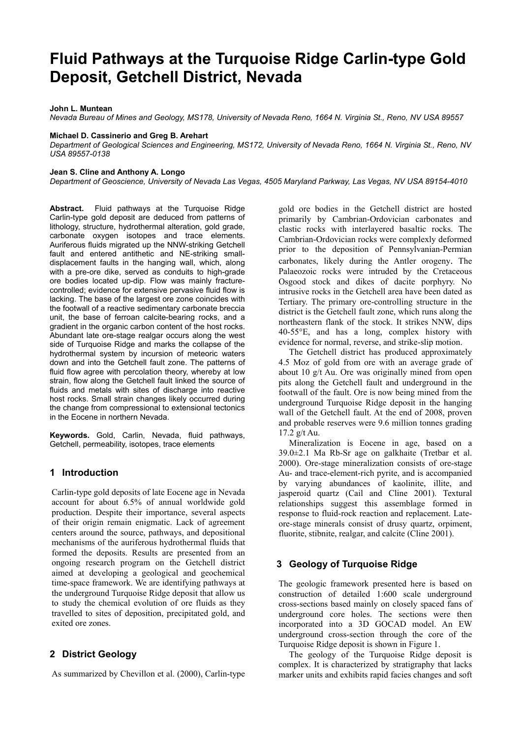# Fluid Pathways at the Turquoise Ridge Carlin-type Gold Deposit, Getchell District, Nevada

**John L. Muntean**
*Nevada Bureau of Mines and Geology, MS178, University of Nevada Reno, 1664 N. Virginia St., Reno, NV USA 89557*

**Michael D. Cassinerio and Greg B. Arehart**
*Department of Geological Sciences and Engineering, MS172, University of Nevada Reno, 1664 N. Virginia St., Reno, NV USA 89557-0138*

**Jean S. Cline and Anthony A. Longo**
*Department of Geoscience, University of Nevada Las Vegas, 4505 Maryland Parkway, Las Vegas, NV USA 89154-4010*

**Abstract.** Fluid pathways at the Turquoise Ridge Carlin-type gold deposit are deduced from patterns of lithology, structure, hydrothermal alteration, gold grade, carbonate oxygen isotopes and trace elements. Auriferous fluids migrated up the NNW-striking Getchell fault and entered antithetic and NE-striking small-displacement faults in the hanging wall, which, along with a pre-ore dike, served as conduits to high-grade ore bodies located up-dip. Flow was mainly fracture-controlled; evidence for extensive pervasive fluid flow is lacking. The base of the largest ore zone coincides with the footwall of a reactive sedimentary carbonate breccia unit, the base of ferroan calcite-bearing rocks, and a gradient in the organic carbon content of the host rocks. Abundant late ore-stage realgar occurs along the west side of Turquoise Ridge and marks the collapse of the hydrothermal system by incursion of meteoric waters down and into the Getchell fault zone. The patterns of fluid flow agree with percolation theory, whereby at low strain, flow along the Getchell fault linked the source of fluids and metals with sites of discharge into reactive host rocks. Small strain changes likely occurred during the change from compressional to extensional tectonics in the Eocene in northern Nevada.

**Keywords.** Gold, Carlin, Nevada, fluid pathways, Getchell, permeability, isotopes, trace elements

## 1 Introduction

Carlin-type gold deposits of late Eocene age in Nevada account for about 6.5% of annual worldwide gold production. Despite their importance, several aspects of their origin remain enigmatic. Lack of agreement centers around the source, pathways, and depositional mechanisms of the auriferous hydrothermal fluids that formed the deposits. Results are presented from an ongoing research program on the Getchell district aimed at developing a geological and geochemical time-space framework. We are identifying pathways at the underground Turquoise Ridge deposit that allow us to study the chemical evolution of ore fluids as they travelled to sites of deposition, precipitated gold, and exited ore zones.

## 2 District Geology

As summarized by Chevillon et al. (2000), Carlin-type gold ore bodies in the Getchell district are hosted primarily by Cambrian-Ordovician carbonates and clastic rocks with interlayered basaltic rocks. The Cambrian-Ordovician rocks were complexly deformed prior to the deposition of Pennsylvanian-Permian carbonates, likely during the Antler orogeny. The Palaeozoic rocks were intruded by the Cretaceous Osgood stock and dikes of dacite porphyry. No intrusive rocks in the Getchell area have been dated as Tertiary. The primary ore-controlling structure in the district is the Getchell fault zone, which runs along the northeastern flank of the stock. It strikes NNW, dips 40-55°E, and has a long, complex history with evidence for normal, reverse, and strike-slip motion.

The Getchell district has produced approximately 4.5 Moz of gold from ore with an average grade of about 10 g/t Au. Ore was originally mined from open pits along the Getchell fault and underground in the footwall of the fault. Ore is now being mined from the underground Turquoise Ridge deposit in the hanging wall of the Getchell fault. At the end of 2008, proven and probable reserves were 9.6 million tonnes grading 17.2 g/t Au.

Mineralization is Eocene in age, based on a 39.0±2.1 Ma Rb-Sr age on galkhaite (Tretbar et al. 2000). Ore-stage mineralization consists of ore-stage Au- and trace-element-rich pyrite, and is accompanied by varying abundances of kaolinite, illite, and jasperoid quartz (Cail and Cline 2001). Textural relationships suggest this assemblage formed in response to fluid-rock reaction and replacement. Late-ore-stage minerals consist of drusy quartz, orpiment, fluorite, stibnite, realgar, and calcite (Cline 2001).

## 3 Geology of Turquoise Ridge

The geologic framework presented here is based on construction of detailed 1:600 scale underground cross-sections based mainly on closely spaced fans of underground core holes. The sections were then incorporated into a 3D GOCAD model. An EW underground cross-section through the core of the Turquoise Ridge deposit is shown in Figure 1.

The geology of the Turquoise Ridge deposit is complex. It is characterized by stratigraphy that lacks marker units and exhibits rapid facies changes and soft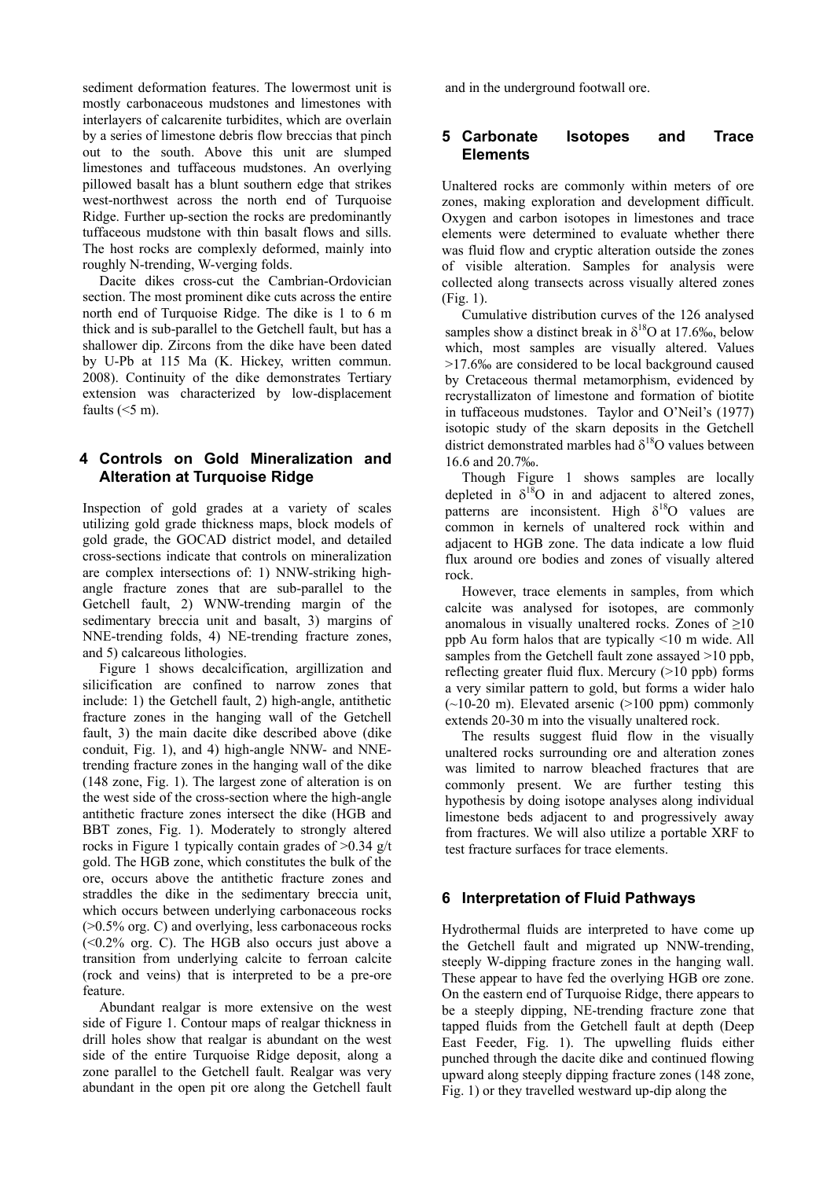sediment deformation features. The lowermost unit is mostly carbonaceous mudstones and limestones with interlayers of calcarenite turbidites, which are overlain by a series of limestone debris flow breccias that pinch out to the south. Above this unit are slumped limestones and tuffaceous mudstones. An overlying pillowed basalt has a blunt southern edge that strikes west-northwest across the north end of Turquoise Ridge. Further up-section the rocks are predominantly tuffaceous mudstone with thin basalt flows and sills. The host rocks are complexly deformed, mainly into roughly N-trending, W-verging folds.

Dacite dikes cross-cut the Cambrian-Ordovician section. The most prominent dike cuts across the entire north end of Turquoise Ridge. The dike is 1 to 6 m thick and is sub-parallel to the Getchell fault, but has a shallower dip. Zircons from the dike have been dated by U-Pb at 115 Ma (K. Hickey, written commun. 2008). Continuity of the dike demonstrates Tertiary extension was characterized by low-displacement faults (<5 m).

## 4 Controls on Gold Mineralization and Alteration at Turquoise Ridge

Inspection of gold grades at a variety of scales utilizing gold grade thickness maps, block models of gold grade, the GOCAD district model, and detailed cross-sections indicate that controls on mineralization are complex intersections of: 1) NNW-striking high-angle fracture zones that are sub-parallel to the Getchell fault, 2) WNW-trending margin of the sedimentary breccia unit and basalt, 3) margins of NNE-trending folds, 4) NE-trending fracture zones, and 5) calcareous lithologies.

Figure 1 shows decalcification, argillization and silicification are confined to narrow zones that include: 1) the Getchell fault, 2) high-angle, antithetic fracture zones in the hanging wall of the Getchell fault, 3) the main dacite dike described above (dike conduit, Fig. 1), and 4) high-angle NNW- and NNE-trending fracture zones in the hanging wall of the dike (148 zone, Fig. 1). The largest zone of alteration is on the west side of the cross-section where the high-angle antithetic fracture zones intersect the dike (HGB and BBT zones, Fig. 1). Moderately to strongly altered rocks in Figure 1 typically contain grades of >0.34 g/t gold. The HGB zone, which constitutes the bulk of the ore, occurs above the antithetic fracture zones and straddles the dike in the sedimentary breccia unit, which occurs between underlying carbonaceous rocks (>0.5% org. C) and overlying, less carbonaceous rocks (<0.2% org. C). The HGB also occurs just above a transition from underlying calcite to ferroan calcite (rock and veins) that is interpreted to be a pre-ore feature.

Abundant realgar is more extensive on the west side of Figure 1. Contour maps of realgar thickness in drill holes show that realgar is abundant on the west side of the entire Turquoise Ridge deposit, along a zone parallel to the Getchell fault. Realgar was very abundant in the open pit ore along the Getchell fault and in the underground footwall ore.

## 5 Carbonate Isotopes and Trace Elements

Unaltered rocks are commonly within meters of ore zones, making exploration and development difficult. Oxygen and carbon isotopes in limestones and trace elements were determined to evaluate whether there was fluid flow and cryptic alteration outside the zones of visible alteration. Samples for analysis were collected along transects across visually altered zones (Fig. 1).

Cumulative distribution curves of the 126 analysed samples show a distinct break in $\delta^{18}O$ at 17.6‰, below which, most samples are visually altered. Values >17.6‰ are considered to be local background caused by Cretaceous thermal metamorphism, evidenced by recrystallizaton of limestone and formation of biotite in tuffaceous mudstones. Taylor and O'Neil's (1977) isotopic study of the skarn deposits in the Getchell district demonstrated marbles had $\delta^{18}O$ values between 16.6 and 20.7‰.

Though Figure 1 shows samples are locally depleted in $\delta^{18}O$ in and adjacent to altered zones, patterns are inconsistent. High $\delta^{18}O$ values are common in kernels of unaltered rock within and adjacent to HGB zone. The data indicate a low fluid flux around ore bodies and zones of visually altered rock.

However, trace elements in samples, from which calcite was analysed for isotopes, are commonly anomalous in visually unaltered rocks. Zones of ≥10 ppb Au form halos that are typically <10 m wide. All samples from the Getchell fault zone assayed >10 ppb, reflecting greater fluid flux. Mercury (>10 ppb) forms a very similar pattern to gold, but forms a wider halo (~10-20 m). Elevated arsenic (>100 ppm) commonly extends 20-30 m into the visually unaltered rock.

The results suggest fluid flow in the visually unaltered rocks surrounding ore and alteration zones was limited to narrow bleached fractures that are commonly present. We are further testing this hypothesis by doing isotope analyses along individual limestone beds adjacent to and progressively away from fractures. We will also utilize a portable XRF to test fracture surfaces for trace elements.

## 6 Interpretation of Fluid Pathways

Hydrothermal fluids are interpreted to have come up the Getchell fault and migrated up NNW-trending, steeply W-dipping fracture zones in the hanging wall. These appear to have fed the overlying HGB ore zone. On the eastern end of Turquoise Ridge, there appears to be a steeply dipping, NE-trending fracture zone that tapped fluids from the Getchell fault at depth (Deep East Feeder, Fig. 1). The upwelling fluids either punched through the dacite dike and continued flowing upward along steeply dipping fracture zones (148 zone, Fig. 1) or they travelled westward up-dip along the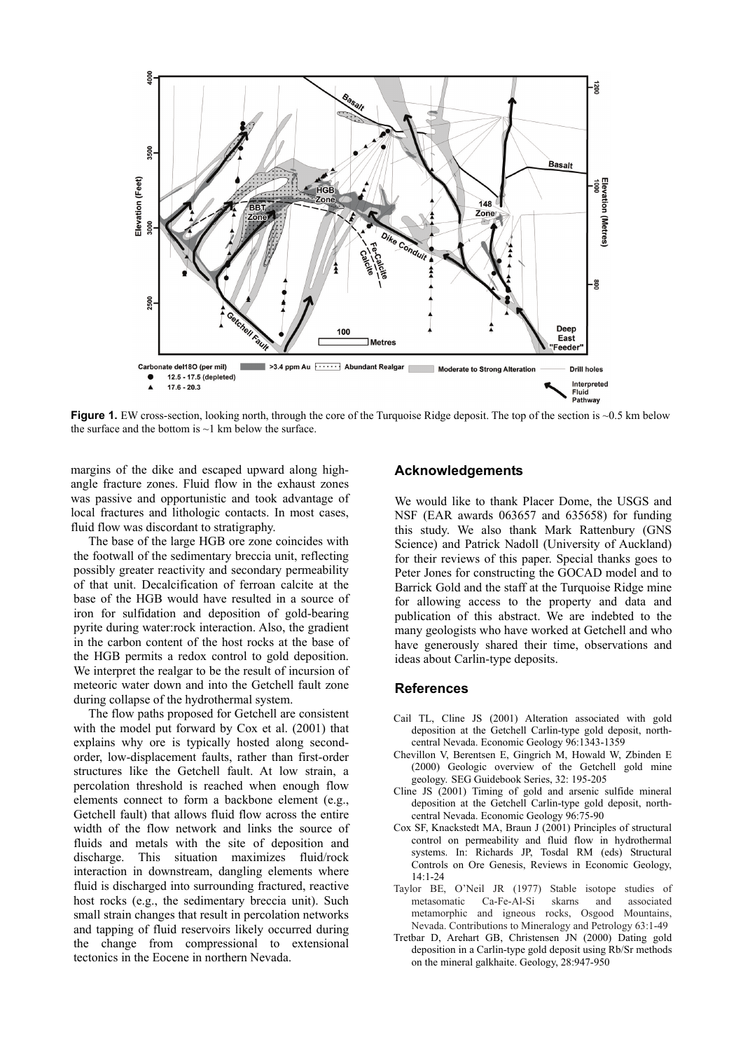Elevation (Feet)
4000
3500
3000
2500

Elevation (Metres)
1200
1000
800

Basalt
Basalt
HGB Zone
BBT Zone
148 Zone
Dike Conduit
Fe-Calcite
Calcite
Getchell Fault
100 Metres
Deep East "Feeder"

Carbonate del18O (per mil)
● 12.5 - 17.5 (depleted)
▲ 17.6 - 20.3
>3.4 ppm Au
Abundant Realgar
Moderate to Strong Alteration
Drill holes
Interpreted Fluid Pathway

**Figure 1.** EW cross-section, looking north, through the core of the Turquoise Ridge deposit. The top of the section is ~0.5 km below the surface and the bottom is ~1 km below the surface.

margins of the dike and escaped upward along high-angle fracture zones. Fluid flow in the exhaust zones was passive and opportunistic and took advantage of local fractures and lithologic contacts. In most cases, fluid flow was discordant to stratigraphy.

The base of the large HGB ore zone coincides with the footwall of the sedimentary breccia unit, reflecting possibly greater reactivity and secondary permeability of that unit. Decalcification of ferroan calcite at the base of the HGB would have resulted in a source of iron for sulfidation and deposition of gold-bearing pyrite during water:rock interaction. Also, the gradient in the carbon content of the host rocks at the base of the HGB permits a redox control to gold deposition. We interpret the realgar to be the result of incursion of meteoric water down and into the Getchell fault zone during collapse of the hydrothermal system.

The flow paths proposed for Getchell are consistent with the model put forward by Cox et al. (2001) that explains why ore is typically hosted along second-order, low-displacement faults, rather than first-order structures like the Getchell fault. At low strain, a percolation threshold is reached when enough flow elements connect to form a backbone element (e.g., Getchell fault) that allows fluid flow across the entire width of the flow network and links the source of fluids and metals with the site of deposition and discharge. This situation maximizes fluid/rock interaction in downstream, dangling elements where fluid is discharged into surrounding fractured, reactive host rocks (e.g., the sedimentary breccia unit). Such small strain changes that result in percolation networks and tapping of fluid reservoirs likely occurred during the change from compressional to extensional tectonics in the Eocene in northern Nevada.

## Acknowledgements

We would like to thank Placer Dome, the USGS and NSF (EAR awards 063657 and 635658) for funding this study. We also thank Mark Rattenbury (GNS Science) and Patrick Nadoll (University of Auckland) for their reviews of this paper. Special thanks goes to Peter Jones for constructing the GOCAD model and to Barrick Gold and the staff at the Turquoise Ridge mine for allowing access to the property and data and publication of this abstract. We are indebted to the many geologists who have worked at Getchell and who have generously shared their time, observations and ideas about Carlin-type deposits.

## References

Cail TL, Cline JS (2001) Alteration associated with gold deposition at the Getchell Carlin-type gold deposit, north-central Nevada. Economic Geology 96:1343-1359

Chevillon V, Berentsen E, Gingrich M, Howald W, Zbinden E (2000) Geologic overview of the Getchell gold mine geology. SEG Guidebook Series, 32: 195-205

Cline JS (2001) Timing of gold and arsenic sulfide mineral deposition at the Getchell Carlin-type gold deposit, north-central Nevada. Economic Geology 96:75-90

Cox SF, Knackstedt MA, Braun J (2001) Principles of structural control on permeability and fluid flow in hydrothermal systems. In: Richards JP, Tosdal RM (eds) Structural Controls on Ore Genesis, Reviews in Economic Geology, 14:1-24

Taylor BE, O'Neil JR (1977) Stable isotope studies of metasomatic Ca-Fe-Al-Si skarns and associated metamorphic and igneous rocks, Osgood Mountains, Nevada. Contributions to Mineralogy and Petrology 63:1-49

Tretbar D, Arehart GB, Christensen JN (2000) Dating gold deposition in a Carlin-type gold deposit using Rb/Sr methods on the mineral galkhaite. Geology, 28:947-950